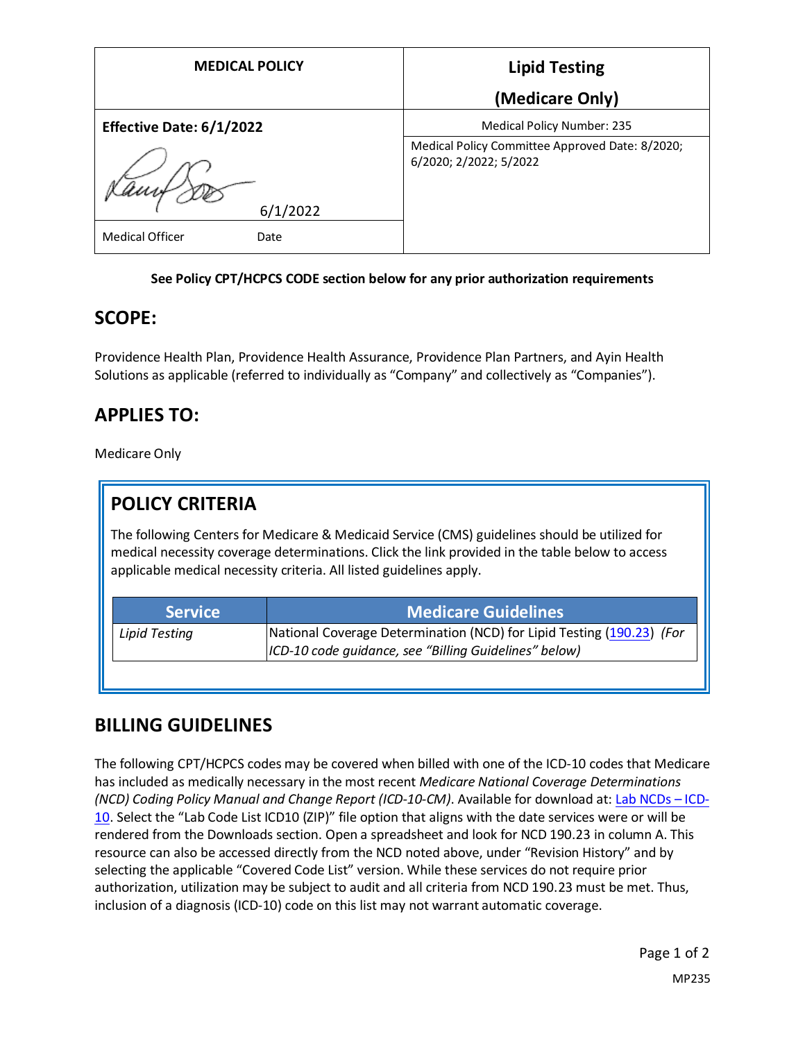| MEDICAL POLICY | Lipid Testing (Medicare Only) |
| --- | --- |
| Effective Date: 6/1/2022 | Medical Policy Number: 235 |
| 6/1/2022 | Medical Policy Committee Approved Date: 8/2020; 6/2020; 2/2022; 5/2022 |
| Medical Officer Date | |

**See Policy CPT/HCPCS CODE section below for any prior authorization requirements**

## SCOPE:

Providence Health Plan, Providence Health Assurance, Providence Plan Partners, and Ayin Health Solutions as applicable (referred to individually as "Company" and collectively as "Companies").

## APPLIES TO:

Medicare Only

## POLICY CRITERIA

The following Centers for Medicare & Medicaid Service (CMS) guidelines should be utilized for medical necessity coverage determinations. Click the link provided in the table below to access applicable medical necessity criteria. All listed guidelines apply.

| Service | Medicare Guidelines |
| --- | --- |
| *Lipid Testing* | National Coverage Determination (NCD) for Lipid Testing (190.23) *(For ICD-10 code guidance, see "Billing Guidelines" below)* |

## BILLING GUIDELINES

The following CPT/HCPCS codes may be covered when billed with one of the ICD-10 codes that Medicare has included as medically necessary in the most recent *Medicare National Coverage Determinations (NCD) Coding Policy Manual and Change Report (ICD-10-CM)*. Available for download at: Lab NCDs – ICD-10. Select the "Lab Code List ICD10 (ZIP)" file option that aligns with the date services were or will be rendered from the Downloads section. Open a spreadsheet and look for NCD 190.23 in column A. This resource can also be accessed directly from the NCD noted above, under "Revision History" and by selecting the applicable "Covered Code List" version. While these services do not require prior authorization, utilization may be subject to audit and all criteria from NCD 190.23 must be met. Thus, inclusion of a diagnosis (ICD-10) code on this list may not warrant automatic coverage.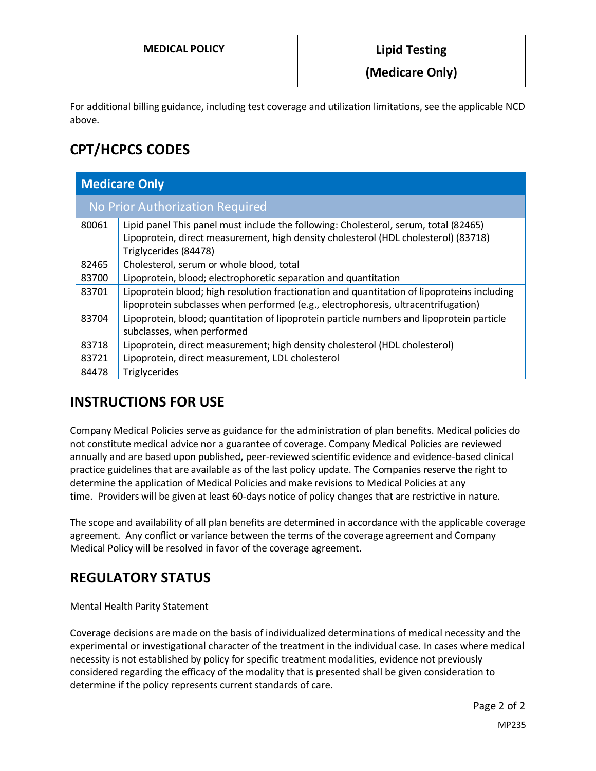For additional billing guidance, including test coverage and utilization limitations, see the applicable NCD above.

## CPT/HCPCS CODES

| Medicare Only | |
|---|---|
| No Prior Authorization Required | |
| 80061 | Lipid panel This panel must include the following: Cholesterol, serum, total (82465) Lipoprotein, direct measurement, high density cholesterol (HDL cholesterol) (83718) Triglycerides (84478) |
| 82465 | Cholesterol, serum or whole blood, total |
| 83700 | Lipoprotein, blood; electrophoretic separation and quantitation |
| 83701 | Lipoprotein blood; high resolution fractionation and quantitation of lipoproteins including lipoprotein subclasses when performed (e.g., electrophoresis, ultracentrifugation) |
| 83704 | Lipoprotein, blood; quantitation of lipoprotein particle numbers and lipoprotein particle subclasses, when performed |
| 83718 | Lipoprotein, direct measurement; high density cholesterol (HDL cholesterol) |
| 83721 | Lipoprotein, direct measurement, LDL cholesterol |
| 84478 | Triglycerides |

## INSTRUCTIONS FOR USE

Company Medical Policies serve as guidance for the administration of plan benefits. Medical policies do not constitute medical advice nor a guarantee of coverage. Company Medical Policies are reviewed annually and are based upon published, peer-reviewed scientific evidence and evidence-based clinical practice guidelines that are available as of the last policy update. The Companies reserve the right to determine the application of Medical Policies and make revisions to Medical Policies at any time. Providers will be given at least 60-days notice of policy changes that are restrictive in nature.

The scope and availability of all plan benefits are determined in accordance with the applicable coverage agreement. Any conflict or variance between the terms of the coverage agreement and Company Medical Policy will be resolved in favor of the coverage agreement.

## REGULATORY STATUS

Mental Health Parity Statement

Coverage decisions are made on the basis of individualized determinations of medical necessity and the experimental or investigational character of the treatment in the individual case. In cases where medical necessity is not established by policy for specific treatment modalities, evidence not previously considered regarding the efficacy of the modality that is presented shall be given consideration to determine if the policy represents current standards of care.